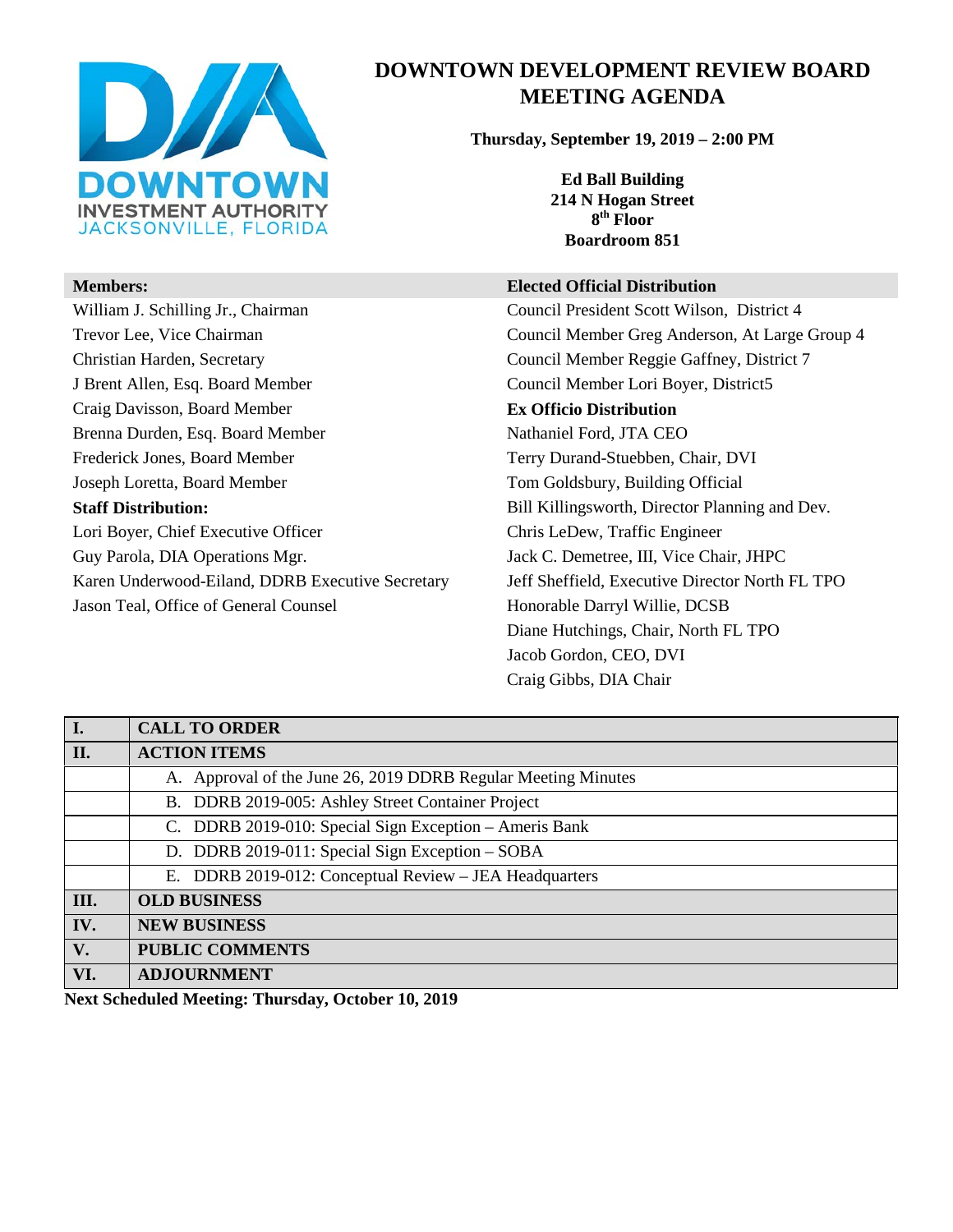# DOWNTOWN DEVELOPMENT REVIEW BOARD MEETING AGENDA

**Thursday, September 19, 2019 – 2:00 PM**

**Ed Ball Building**
**214 N Hogan Street**
**8th Floor**
**Boardroom 851**

**Members:**

William J. Schilling Jr., Chairman
Trevor Lee, Vice Chairman
Christian Harden, Secretary
J Brent Allen, Esq. Board Member
Craig Davisson, Board Member
Brenna Durden, Esq. Board Member
Frederick Jones, Board Member
Joseph Loretta, Board Member

**Staff Distribution:**

Lori Boyer, Chief Executive Officer
Guy Parola, DIA Operations Mgr.
Karen Underwood-Eiland, DDRB Executive Secretary
Jason Teal, Office of General Counsel

**Elected Official Distribution**

Council President Scott Wilson, District 4
Council Member Greg Anderson, At Large Group 4
Council Member Reggie Gaffney, District 7
Council Member Lori Boyer, District5

**Ex Officio Distribution**

Nathaniel Ford, JTA CEO
Terry Durand-Stuebben, Chair, DVI
Tom Goldsbury, Building Official
Bill Killingsworth, Director Planning and Dev.
Chris LeDew, Traffic Engineer
Jack C. Demetree, III, Vice Chair, JHPC
Jeff Sheffield, Executive Director North FL TPO
Honorable Darryl Willie, DCSB
Diane Hutchings, Chair, North FL TPO
Jacob Gordon, CEO, DVI
Craig Gibbs, DIA Chair

| | |
|---|---|
| **I.** | **CALL TO ORDER** |
| **II.** | **ACTION ITEMS** |
| | A. Approval of the June 26, 2019 DDRB Regular Meeting Minutes |
| | B. DDRB 2019-005: Ashley Street Container Project |
| | C. DDRB 2019-010: Special Sign Exception – Ameris Bank |
| | D. DDRB 2019-011: Special Sign Exception – SOBA |
| | E. DDRB 2019-012: Conceptual Review – JEA Headquarters |
| **III.** | **OLD BUSINESS** |
| **IV.** | **NEW BUSINESS** |
| **V.** | **PUBLIC COMMENTS** |
| **VI.** | **ADJOURNMENT** |

**Next Scheduled Meeting: Thursday, October 10, 2019**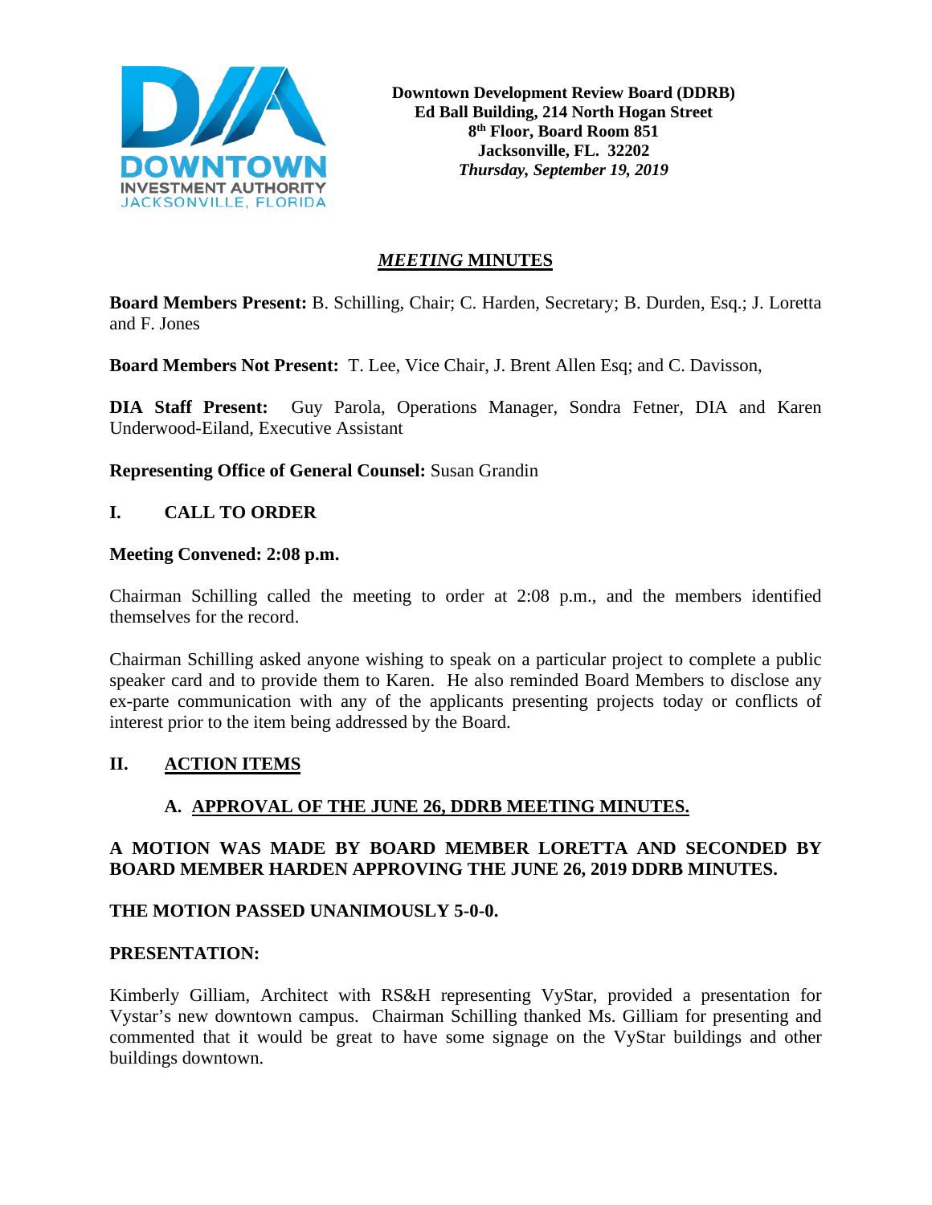Downtown Development Review Board (DDRB)
Ed Ball Building, 214 North Hogan Street
8th Floor, Board Room 851
Jacksonville, FL. 32202
*Thursday, September 19, 2019*

# *MEETING* MINUTES

**Board Members Present:** B. Schilling, Chair; C. Harden, Secretary; B. Durden, Esq.; J. Loretta and F. Jones

**Board Members Not Present:** T. Lee, Vice Chair, J. Brent Allen Esq; and C. Davisson,

**DIA Staff Present:** Guy Parola, Operations Manager, Sondra Fetner, DIA and Karen Underwood-Eiland, Executive Assistant

**Representing Office of General Counsel:** Susan Grandin

## I. CALL TO ORDER

**Meeting Convened: 2:08 p.m.**

Chairman Schilling called the meeting to order at 2:08 p.m., and the members identified themselves for the record.

Chairman Schilling asked anyone wishing to speak on a particular project to complete a public speaker card and to provide them to Karen. He also reminded Board Members to disclose any ex-parte communication with any of the applicants presenting projects today or conflicts of interest prior to the item being addressed by the Board.

## II. ACTION ITEMS

### A. APPROVAL OF THE JUNE 26, DDRB MEETING MINUTES.

**A MOTION WAS MADE BY BOARD MEMBER LORETTA AND SECONDED BY BOARD MEMBER HARDEN APPROVING THE JUNE 26, 2019 DDRB MINUTES.**

**THE MOTION PASSED UNANIMOUSLY 5-0-0.**

**PRESENTATION:**

Kimberly Gilliam, Architect with RS&H representing VyStar, provided a presentation for Vystar's new downtown campus. Chairman Schilling thanked Ms. Gilliam for presenting and commented that it would be great to have some signage on the VyStar buildings and other buildings downtown.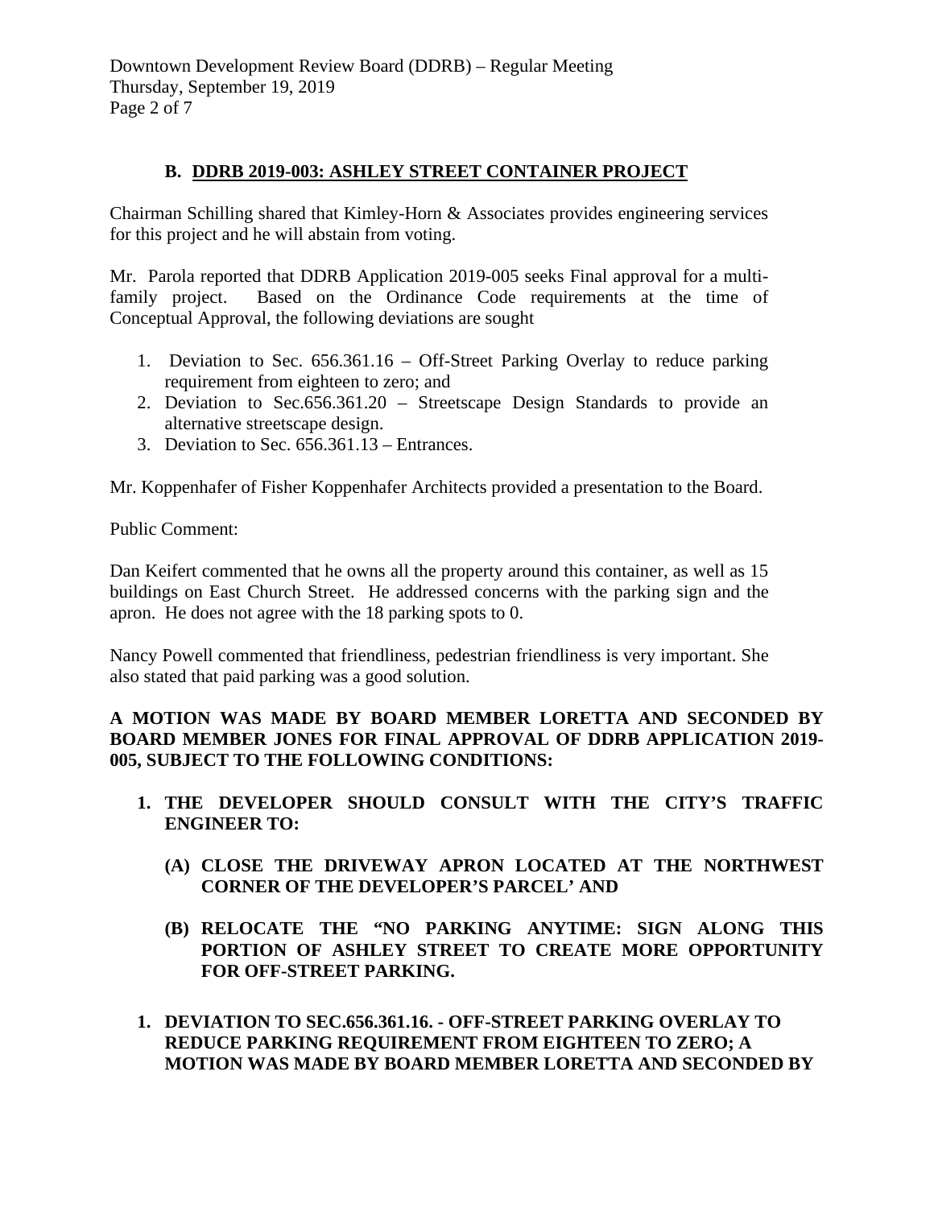### B. DDRB 2019-003: ASHLEY STREET CONTAINER PROJECT

Chairman Schilling shared that Kimley-Horn & Associates provides engineering services for this project and he will abstain from voting.

Mr. Parola reported that DDRB Application 2019-005 seeks Final approval for a multi-family project. Based on the Ordinance Code requirements at the time of Conceptual Approval, the following deviations are sought

1. Deviation to Sec. 656.361.16 – Off-Street Parking Overlay to reduce parking requirement from eighteen to zero; and
2. Deviation to Sec.656.361.20 – Streetscape Design Standards to provide an alternative streetscape design.
3. Deviation to Sec. 656.361.13 – Entrances.

Mr. Koppenhafer of Fisher Koppenhafer Architects provided a presentation to the Board.

Public Comment:

Dan Keifert commented that he owns all the property around this container, as well as 15 buildings on East Church Street. He addressed concerns with the parking sign and the apron. He does not agree with the 18 parking spots to 0.

Nancy Powell commented that friendliness, pedestrian friendliness is very important. She also stated that paid parking was a good solution.

**A MOTION WAS MADE BY BOARD MEMBER LORETTA AND SECONDED BY BOARD MEMBER JONES FOR FINAL APPROVAL OF DDRB APPLICATION 2019-005, SUBJECT TO THE FOLLOWING CONDITIONS:**

1. **THE DEVELOPER SHOULD CONSULT WITH THE CITY'S TRAFFIC ENGINEER TO:**

   **(A) CLOSE THE DRIVEWAY APRON LOCATED AT THE NORTHWEST CORNER OF THE DEVELOPER'S PARCEL' AND**

   **(B) RELOCATE THE "NO PARKING ANYTIME: SIGN ALONG THIS PORTION OF ASHLEY STREET TO CREATE MORE OPPORTUNITY FOR OFF-STREET PARKING.**

1. **DEVIATION TO SEC.656.361.16. - OFF-STREET PARKING OVERLAY TO REDUCE PARKING REQUIREMENT FROM EIGHTEEN TO ZERO; A MOTION WAS MADE BY BOARD MEMBER LORETTA AND SECONDED BY**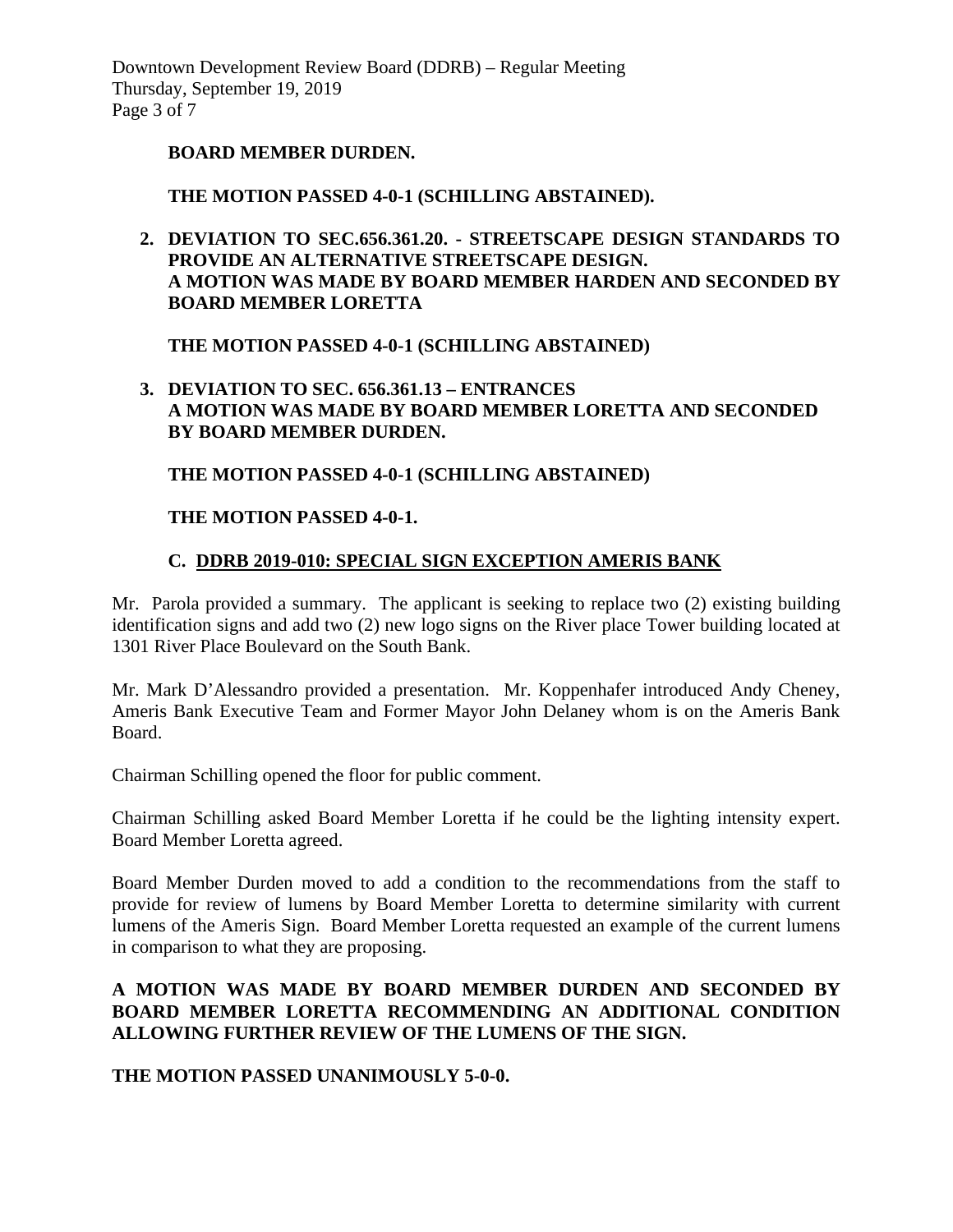**BOARD MEMBER DURDEN.**

**THE MOTION PASSED 4-0-1 (SCHILLING ABSTAINED).**

2. **DEVIATION TO SEC.656.361.20. - STREETSCAPE DESIGN STANDARDS TO PROVIDE AN ALTERNATIVE STREETSCAPE DESIGN. A MOTION WAS MADE BY BOARD MEMBER HARDEN AND SECONDED BY BOARD MEMBER LORETTA**

   **THE MOTION PASSED 4-0-1 (SCHILLING ABSTAINED)**

3. **DEVIATION TO SEC. 656.361.13 – ENTRANCES A MOTION WAS MADE BY BOARD MEMBER LORETTA AND SECONDED BY BOARD MEMBER DURDEN.**

   **THE MOTION PASSED 4-0-1 (SCHILLING ABSTAINED)**

   **THE MOTION PASSED 4-0-1.**

### C. DDRB 2019-010: SPECIAL SIGN EXCEPTION AMERIS BANK

Mr. Parola provided a summary. The applicant is seeking to replace two (2) existing building identification signs and add two (2) new logo signs on the River place Tower building located at 1301 River Place Boulevard on the South Bank.

Mr. Mark D'Alessandro provided a presentation. Mr. Koppenhafer introduced Andy Cheney, Ameris Bank Executive Team and Former Mayor John Delaney whom is on the Ameris Bank Board.

Chairman Schilling opened the floor for public comment.

Chairman Schilling asked Board Member Loretta if he could be the lighting intensity expert. Board Member Loretta agreed.

Board Member Durden moved to add a condition to the recommendations from the staff to provide for review of lumens by Board Member Loretta to determine similarity with current lumens of the Ameris Sign. Board Member Loretta requested an example of the current lumens in comparison to what they are proposing.

**A MOTION WAS MADE BY BOARD MEMBER DURDEN AND SECONDED BY BOARD MEMBER LORETTA RECOMMENDING AN ADDITIONAL CONDITION ALLOWING FURTHER REVIEW OF THE LUMENS OF THE SIGN.**

**THE MOTION PASSED UNANIMOUSLY 5-0-0.**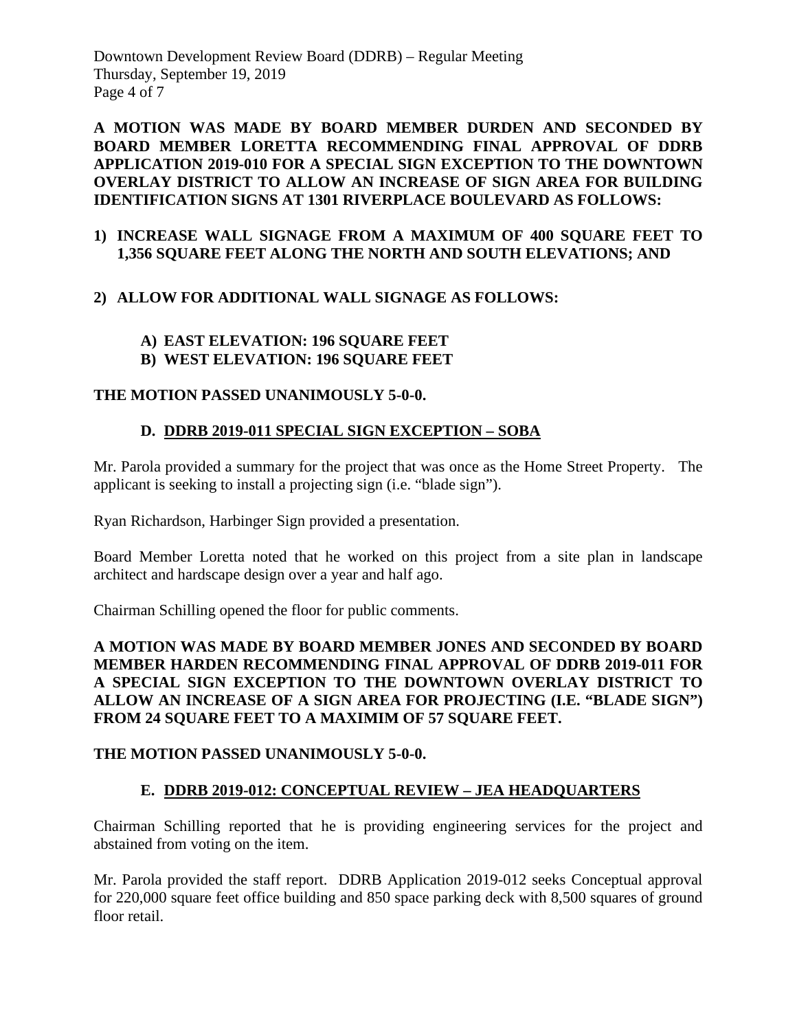**A MOTION WAS MADE BY BOARD MEMBER DURDEN AND SECONDED BY BOARD MEMBER LORETTA RECOMMENDING FINAL APPROVAL OF DDRB APPLICATION 2019-010 FOR A SPECIAL SIGN EXCEPTION TO THE DOWNTOWN OVERLAY DISTRICT TO ALLOW AN INCREASE OF SIGN AREA FOR BUILDING IDENTIFICATION SIGNS AT 1301 RIVERPLACE BOULEVARD AS FOLLOWS:**

1) **INCREASE WALL SIGNAGE FROM A MAXIMUM OF 400 SQUARE FEET TO 1,356 SQUARE FEET ALONG THE NORTH AND SOUTH ELEVATIONS; AND**

2) **ALLOW FOR ADDITIONAL WALL SIGNAGE AS FOLLOWS:**

   A) **EAST ELEVATION: 196 SQUARE FEET**
   B) **WEST ELEVATION: 196 SQUARE FEET**

**THE MOTION PASSED UNANIMOUSLY 5-0-0.**

### D. DDRB 2019-011 SPECIAL SIGN EXCEPTION – SOBA

Mr. Parola provided a summary for the project that was once as the Home Street Property. The applicant is seeking to install a projecting sign (i.e. "blade sign").

Ryan Richardson, Harbinger Sign provided a presentation.

Board Member Loretta noted that he worked on this project from a site plan in landscape architect and hardscape design over a year and half ago.

Chairman Schilling opened the floor for public comments.

**A MOTION WAS MADE BY BOARD MEMBER JONES AND SECONDED BY BOARD MEMBER HARDEN RECOMMENDING FINAL APPROVAL OF DDRB 2019-011 FOR A SPECIAL SIGN EXCEPTION TO THE DOWNTOWN OVERLAY DISTRICT TO ALLOW AN INCREASE OF A SIGN AREA FOR PROJECTING (I.E. "BLADE SIGN") FROM 24 SQUARE FEET TO A MAXIMIM OF 57 SQUARE FEET.**

**THE MOTION PASSED UNANIMOUSLY 5-0-0.**

### E. DDRB 2019-012: CONCEPTUAL REVIEW – JEA HEADQUARTERS

Chairman Schilling reported that he is providing engineering services for the project and abstained from voting on the item.

Mr. Parola provided the staff report. DDRB Application 2019-012 seeks Conceptual approval for 220,000 square feet office building and 850 space parking deck with 8,500 squares of ground floor retail.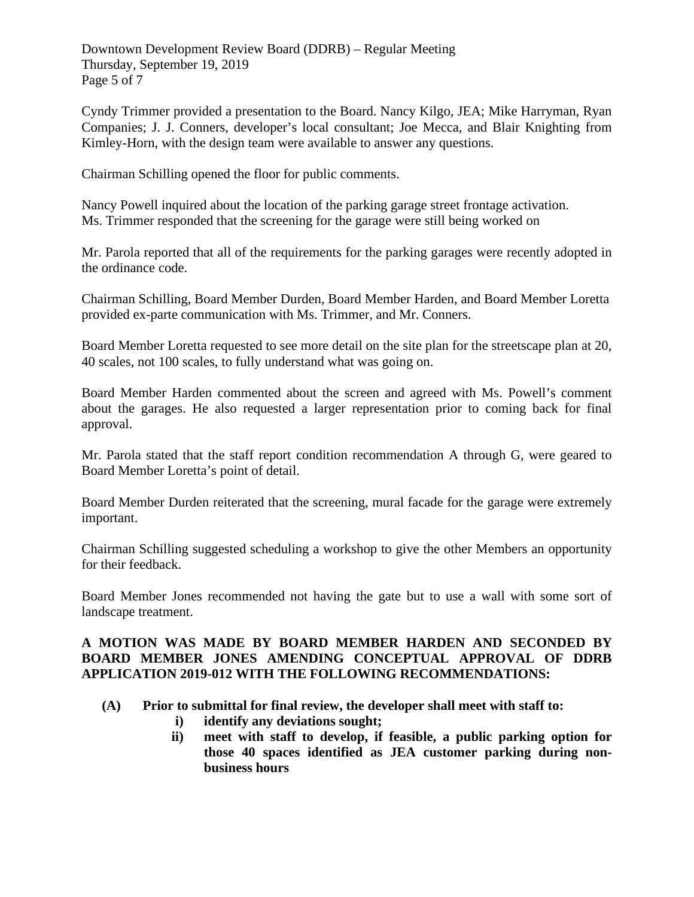Cyndy Trimmer provided a presentation to the Board. Nancy Kilgo, JEA; Mike Harryman, Ryan Companies; J. J. Conners, developer's local consultant; Joe Mecca, and Blair Knighting from Kimley-Horn, with the design team were available to answer any questions.

Chairman Schilling opened the floor for public comments.

Nancy Powell inquired about the location of the parking garage street frontage activation.
Ms. Trimmer responded that the screening for the garage were still being worked on

Mr. Parola reported that all of the requirements for the parking garages were recently adopted in the ordinance code.

Chairman Schilling, Board Member Durden, Board Member Harden, and Board Member Loretta provided ex-parte communication with Ms. Trimmer, and Mr. Conners.

Board Member Loretta requested to see more detail on the site plan for the streetscape plan at 20, 40 scales, not 100 scales, to fully understand what was going on.

Board Member Harden commented about the screen and agreed with Ms. Powell's comment about the garages. He also requested a larger representation prior to coming back for final approval.

Mr. Parola stated that the staff report condition recommendation A through G, were geared to Board Member Loretta's point of detail.

Board Member Durden reiterated that the screening, mural facade for the garage were extremely important.

Chairman Schilling suggested scheduling a workshop to give the other Members an opportunity for their feedback.

Board Member Jones recommended not having the gate but to use a wall with some sort of landscape treatment.

**A MOTION WAS MADE BY BOARD MEMBER HARDEN AND SECONDED BY BOARD MEMBER JONES AMENDING CONCEPTUAL APPROVAL OF DDRB APPLICATION 2019-012 WITH THE FOLLOWING RECOMMENDATIONS:**

- **(A) Prior to submittal for final review, the developer shall meet with staff to:**
  - **i) identify any deviations sought;**
  - **ii) meet with staff to develop, if feasible, a public parking option for those 40 spaces identified as JEA customer parking during non-business hours**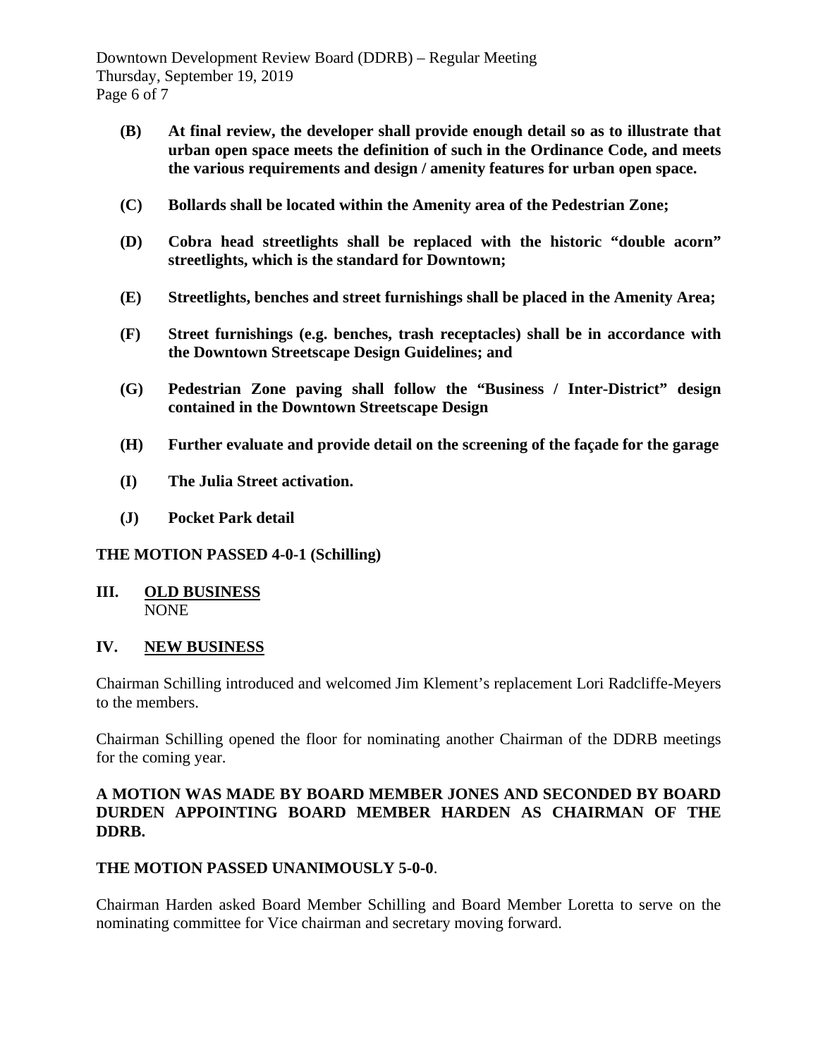**(B) At final review, the developer shall provide enough detail so as to illustrate that urban open space meets the definition of such in the Ordinance Code, and meets the various requirements and design / amenity features for urban open space.**

**(C) Bollards shall be located within the Amenity area of the Pedestrian Zone;**

**(D) Cobra head streetlights shall be replaced with the historic "double acorn" streetlights, which is the standard for Downtown;**

**(E) Streetlights, benches and street furnishings shall be placed in the Amenity Area;**

**(F) Street furnishings (e.g. benches, trash receptacles) shall be in accordance with the Downtown Streetscape Design Guidelines; and**

**(G) Pedestrian Zone paving shall follow the "Business / Inter-District" design contained in the Downtown Streetscape Design**

**(H) Further evaluate and provide detail on the screening of the façade for the garage**

**(I) The Julia Street activation.**

**(J) Pocket Park detail**

**THE MOTION PASSED 4-0-1 (Schilling)**

## III. OLD BUSINESS

NONE

## IV. NEW BUSINESS

Chairman Schilling introduced and welcomed Jim Klement's replacement Lori Radcliffe-Meyers to the members.

Chairman Schilling opened the floor for nominating another Chairman of the DDRB meetings for the coming year.

**A MOTION WAS MADE BY BOARD MEMBER JONES AND SECONDED BY BOARD DURDEN APPOINTING BOARD MEMBER HARDEN AS CHAIRMAN OF THE DDRB.**

**THE MOTION PASSED UNANIMOUSLY 5-0-0**.

Chairman Harden asked Board Member Schilling and Board Member Loretta to serve on the nominating committee for Vice chairman and secretary moving forward.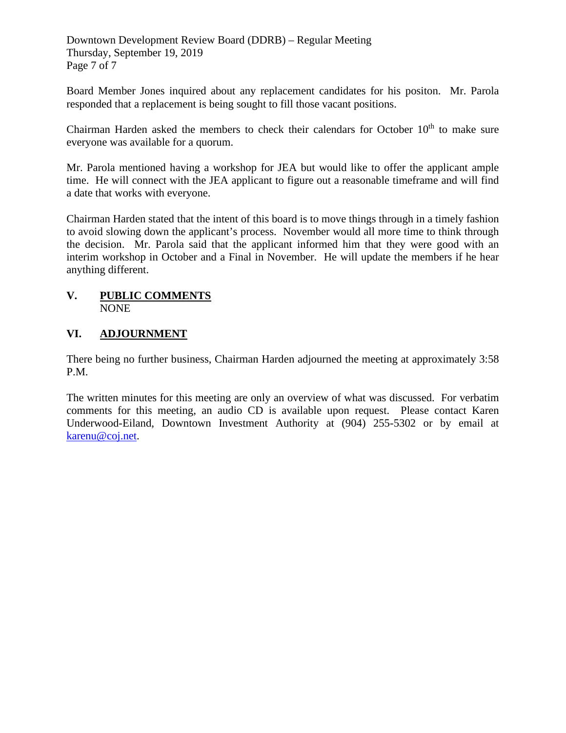Board Member Jones inquired about any replacement candidates for his positon. Mr. Parola responded that a replacement is being sought to fill those vacant positions.

Chairman Harden asked the members to check their calendars for October 10th to make sure everyone was available for a quorum.

Mr. Parola mentioned having a workshop for JEA but would like to offer the applicant ample time. He will connect with the JEA applicant to figure out a reasonable timeframe and will find a date that works with everyone.

Chairman Harden stated that the intent of this board is to move things through in a timely fashion to avoid slowing down the applicant's process. November would all more time to think through the decision. Mr. Parola said that the applicant informed him that they were good with an interim workshop in October and a Final in November. He will update the members if he hear anything different.

## V. PUBLIC COMMENTS

NONE

## VI. ADJOURNMENT

There being no further business, Chairman Harden adjourned the meeting at approximately 3:58 P.M.

The written minutes for this meeting are only an overview of what was discussed. For verbatim comments for this meeting, an audio CD is available upon request. Please contact Karen Underwood-Eiland, Downtown Investment Authority at (904) 255-5302 or by email at karenu@coj.net.